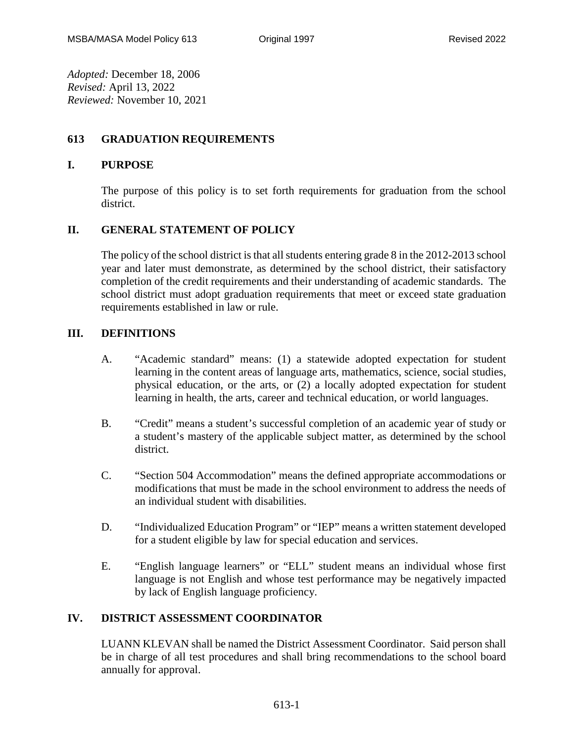*Adopted:* December 18, 2006
*Revised:* April 13, 2022
*Reviewed:* November 10, 2021

# 613 GRADUATION REQUIREMENTS

## I. PURPOSE

The purpose of this policy is to set forth requirements for graduation from the school district.

## II. GENERAL STATEMENT OF POLICY

The policy of the school district is that all students entering grade 8 in the 2012-2013 school year and later must demonstrate, as determined by the school district, their satisfactory completion of the credit requirements and their understanding of academic standards. The school district must adopt graduation requirements that meet or exceed state graduation requirements established in law or rule.

## III. DEFINITIONS

A. "Academic standard" means: (1) a statewide adopted expectation for student learning in the content areas of language arts, mathematics, science, social studies, physical education, or the arts, or (2) a locally adopted expectation for student learning in health, the arts, career and technical education, or world languages.

B. "Credit" means a student's successful completion of an academic year of study or a student's mastery of the applicable subject matter, as determined by the school district.

C. "Section 504 Accommodation" means the defined appropriate accommodations or modifications that must be made in the school environment to address the needs of an individual student with disabilities.

D. "Individualized Education Program" or "IEP" means a written statement developed for a student eligible by law for special education and services.

E. "English language learners" or "ELL" student means an individual whose first language is not English and whose test performance may be negatively impacted by lack of English language proficiency.

## IV. DISTRICT ASSESSMENT COORDINATOR

LUANN KLEVAN shall be named the District Assessment Coordinator. Said person shall be in charge of all test procedures and shall bring recommendations to the school board annually for approval.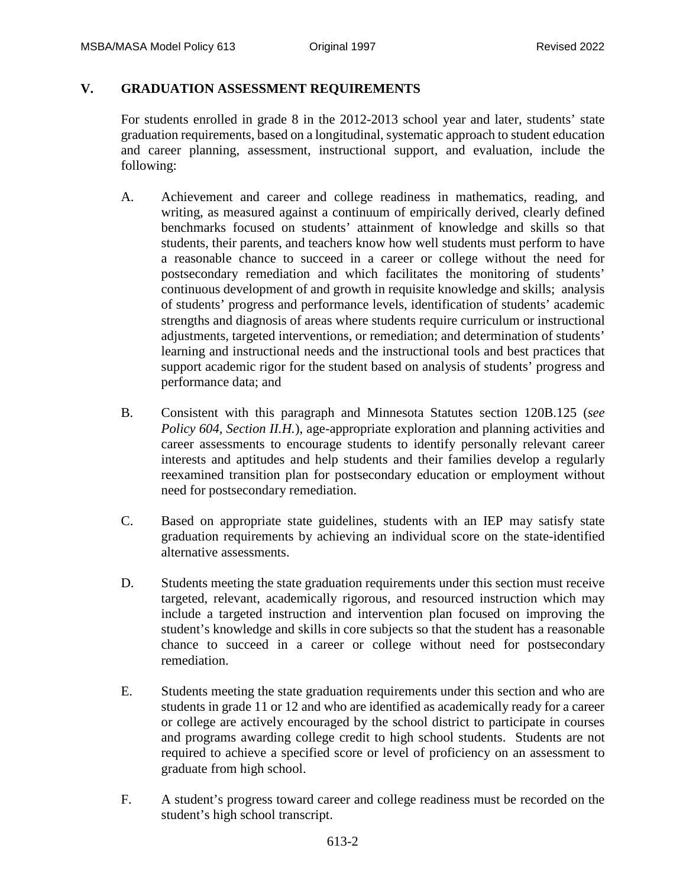## V. GRADUATION ASSESSMENT REQUIREMENTS

For students enrolled in grade 8 in the 2012-2013 school year and later, students' state graduation requirements, based on a longitudinal, systematic approach to student education and career planning, assessment, instructional support, and evaluation, include the following:

A. Achievement and career and college readiness in mathematics, reading, and writing, as measured against a continuum of empirically derived, clearly defined benchmarks focused on students' attainment of knowledge and skills so that students, their parents, and teachers know how well students must perform to have a reasonable chance to succeed in a career or college without the need for postsecondary remediation and which facilitates the monitoring of students' continuous development of and growth in requisite knowledge and skills; analysis of students' progress and performance levels, identification of students' academic strengths and diagnosis of areas where students require curriculum or instructional adjustments, targeted interventions, or remediation; and determination of students' learning and instructional needs and the instructional tools and best practices that support academic rigor for the student based on analysis of students' progress and performance data; and

B. Consistent with this paragraph and Minnesota Statutes section 120B.125 (*see Policy 604, Section II.H.*), age-appropriate exploration and planning activities and career assessments to encourage students to identify personally relevant career interests and aptitudes and help students and their families develop a regularly reexamined transition plan for postsecondary education or employment without need for postsecondary remediation.

C. Based on appropriate state guidelines, students with an IEP may satisfy state graduation requirements by achieving an individual score on the state-identified alternative assessments.

D. Students meeting the state graduation requirements under this section must receive targeted, relevant, academically rigorous, and resourced instruction which may include a targeted instruction and intervention plan focused on improving the student's knowledge and skills in core subjects so that the student has a reasonable chance to succeed in a career or college without need for postsecondary remediation.

E. Students meeting the state graduation requirements under this section and who are students in grade 11 or 12 and who are identified as academically ready for a career or college are actively encouraged by the school district to participate in courses and programs awarding college credit to high school students. Students are not required to achieve a specified score or level of proficiency on an assessment to graduate from high school.

F. A student's progress toward career and college readiness must be recorded on the student's high school transcript.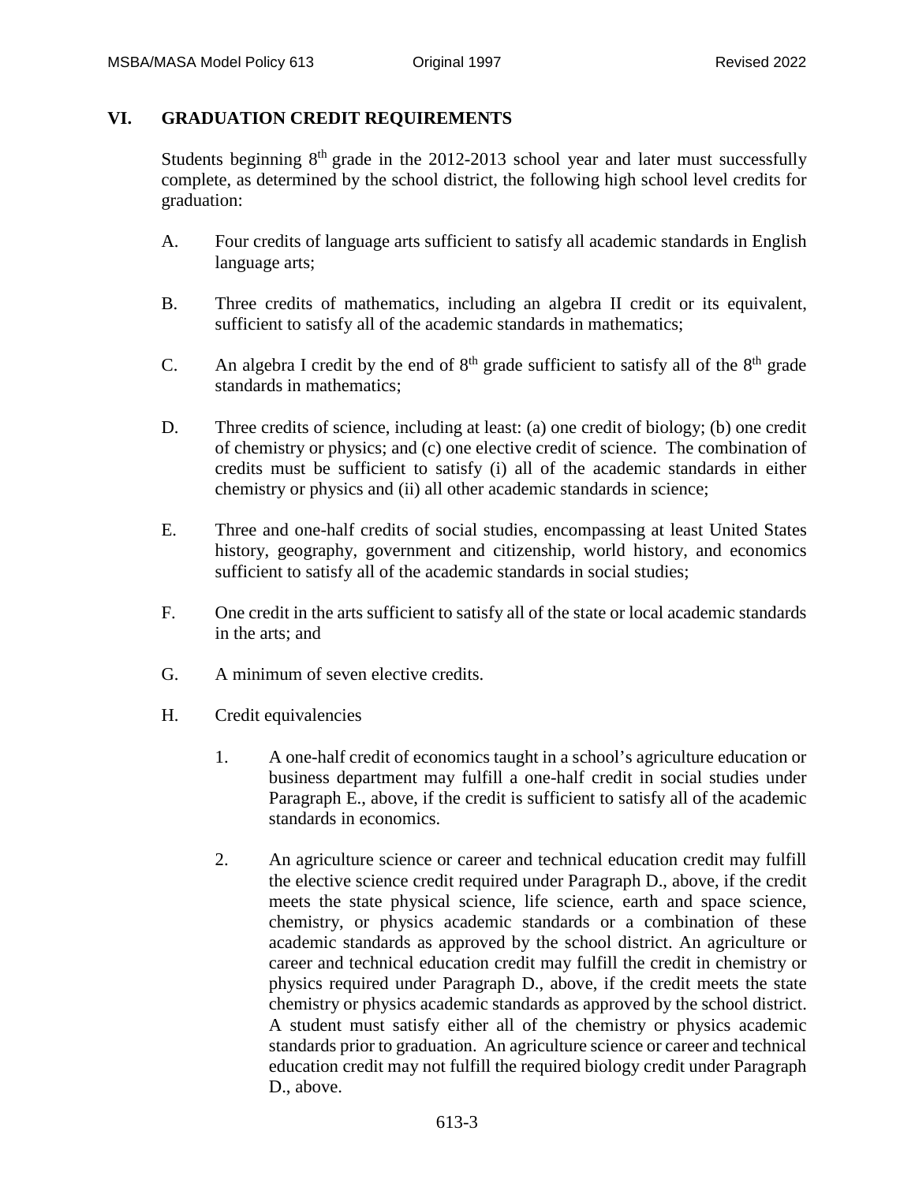## VI. GRADUATION CREDIT REQUIREMENTS

Students beginning 8th grade in the 2012-2013 school year and later must successfully complete, as determined by the school district, the following high school level credits for graduation:

A. Four credits of language arts sufficient to satisfy all academic standards in English language arts;

B. Three credits of mathematics, including an algebra II credit or its equivalent, sufficient to satisfy all of the academic standards in mathematics;

C. An algebra I credit by the end of 8th grade sufficient to satisfy all of the 8th grade standards in mathematics;

D. Three credits of science, including at least: (a) one credit of biology; (b) one credit of chemistry or physics; and (c) one elective credit of science. The combination of credits must be sufficient to satisfy (i) all of the academic standards in either chemistry or physics and (ii) all other academic standards in science;

E. Three and one-half credits of social studies, encompassing at least United States history, geography, government and citizenship, world history, and economics sufficient to satisfy all of the academic standards in social studies;

F. One credit in the arts sufficient to satisfy all of the state or local academic standards in the arts; and

G. A minimum of seven elective credits.

H. Credit equivalencies

1. A one-half credit of economics taught in a school's agriculture education or business department may fulfill a one-half credit in social studies under Paragraph E., above, if the credit is sufficient to satisfy all of the academic standards in economics.

2. An agriculture science or career and technical education credit may fulfill the elective science credit required under Paragraph D., above, if the credit meets the state physical science, life science, earth and space science, chemistry, or physics academic standards or a combination of these academic standards as approved by the school district. An agriculture or career and technical education credit may fulfill the credit in chemistry or physics required under Paragraph D., above, if the credit meets the state chemistry or physics academic standards as approved by the school district. A student must satisfy either all of the chemistry or physics academic standards prior to graduation. An agriculture science or career and technical education credit may not fulfill the required biology credit under Paragraph D., above.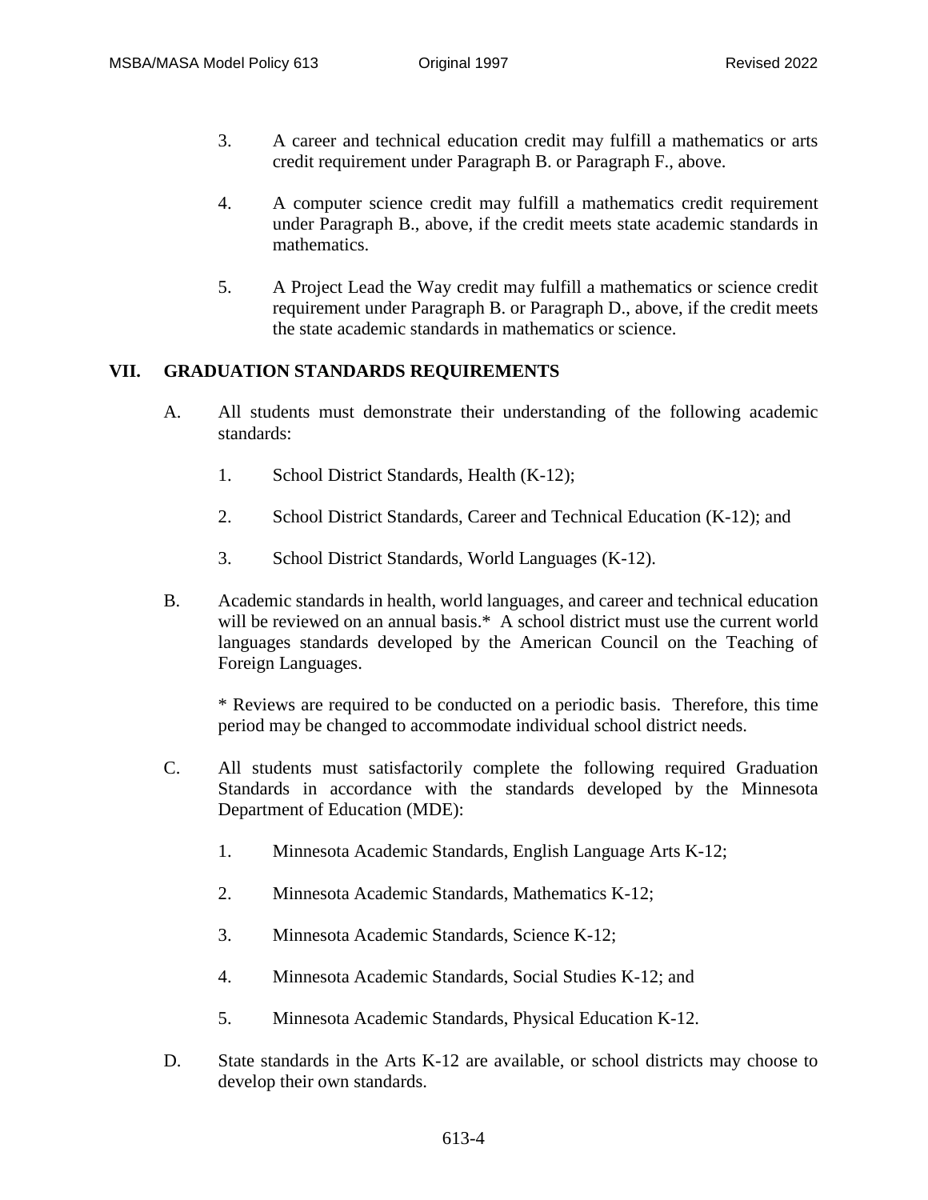3. A career and technical education credit may fulfill a mathematics or arts credit requirement under Paragraph B. or Paragraph F., above.

4. A computer science credit may fulfill a mathematics credit requirement under Paragraph B., above, if the credit meets state academic standards in mathematics.

5. A Project Lead the Way credit may fulfill a mathematics or science credit requirement under Paragraph B. or Paragraph D., above, if the credit meets the state academic standards in mathematics or science.

## VII. GRADUATION STANDARDS REQUIREMENTS

A. All students must demonstrate their understanding of the following academic standards:

1. School District Standards, Health (K-12);

2. School District Standards, Career and Technical Education (K-12); and

3. School District Standards, World Languages (K-12).

B. Academic standards in health, world languages, and career and technical education will be reviewed on an annual basis.* A school district must use the current world languages standards developed by the American Council on the Teaching of Foreign Languages.

* Reviews are required to be conducted on a periodic basis. Therefore, this time period may be changed to accommodate individual school district needs.

C. All students must satisfactorily complete the following required Graduation Standards in accordance with the standards developed by the Minnesota Department of Education (MDE):

1. Minnesota Academic Standards, English Language Arts K-12;

2. Minnesota Academic Standards, Mathematics K-12;

3. Minnesota Academic Standards, Science K-12;

4. Minnesota Academic Standards, Social Studies K-12; and

5. Minnesota Academic Standards, Physical Education K-12.

D. State standards in the Arts K-12 are available, or school districts may choose to develop their own standards.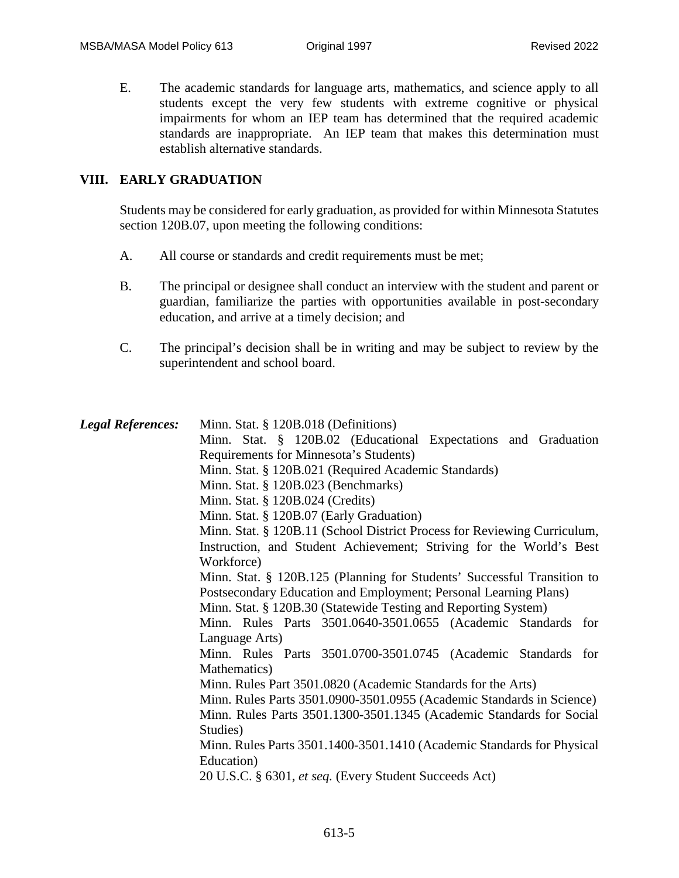E. The academic standards for language arts, mathematics, and science apply to all students except the very few students with extreme cognitive or physical impairments for whom an IEP team has determined that the required academic standards are inappropriate. An IEP team that makes this determination must establish alternative standards.

## VIII. EARLY GRADUATION

Students may be considered for early graduation, as provided for within Minnesota Statutes section 120B.07, upon meeting the following conditions:

A. All course or standards and credit requirements must be met;

B. The principal or designee shall conduct an interview with the student and parent or guardian, familiarize the parties with opportunities available in post-secondary education, and arrive at a timely decision; and

C. The principal's decision shall be in writing and may be subject to review by the superintendent and school board.

***Legal References:***

Minn. Stat. § 120B.018 (Definitions)
Minn. Stat. § 120B.02 (Educational Expectations and Graduation Requirements for Minnesota's Students)
Minn. Stat. § 120B.021 (Required Academic Standards)
Minn. Stat. § 120B.023 (Benchmarks)
Minn. Stat. § 120B.024 (Credits)
Minn. Stat. § 120B.07 (Early Graduation)
Minn. Stat. § 120B.11 (School District Process for Reviewing Curriculum, Instruction, and Student Achievement; Striving for the World's Best Workforce)
Minn. Stat. § 120B.125 (Planning for Students' Successful Transition to Postsecondary Education and Employment; Personal Learning Plans)
Minn. Stat. § 120B.30 (Statewide Testing and Reporting System)
Minn. Rules Parts 3501.0640-3501.0655 (Academic Standards for Language Arts)
Minn. Rules Parts 3501.0700-3501.0745 (Academic Standards for Mathematics)
Minn. Rules Part 3501.0820 (Academic Standards for the Arts)
Minn. Rules Parts 3501.0900-3501.0955 (Academic Standards in Science)
Minn. Rules Parts 3501.1300-3501.1345 (Academic Standards for Social Studies)
Minn. Rules Parts 3501.1400-3501.1410 (Academic Standards for Physical Education)
20 U.S.C. § 6301, *et seq.* (Every Student Succeeds Act)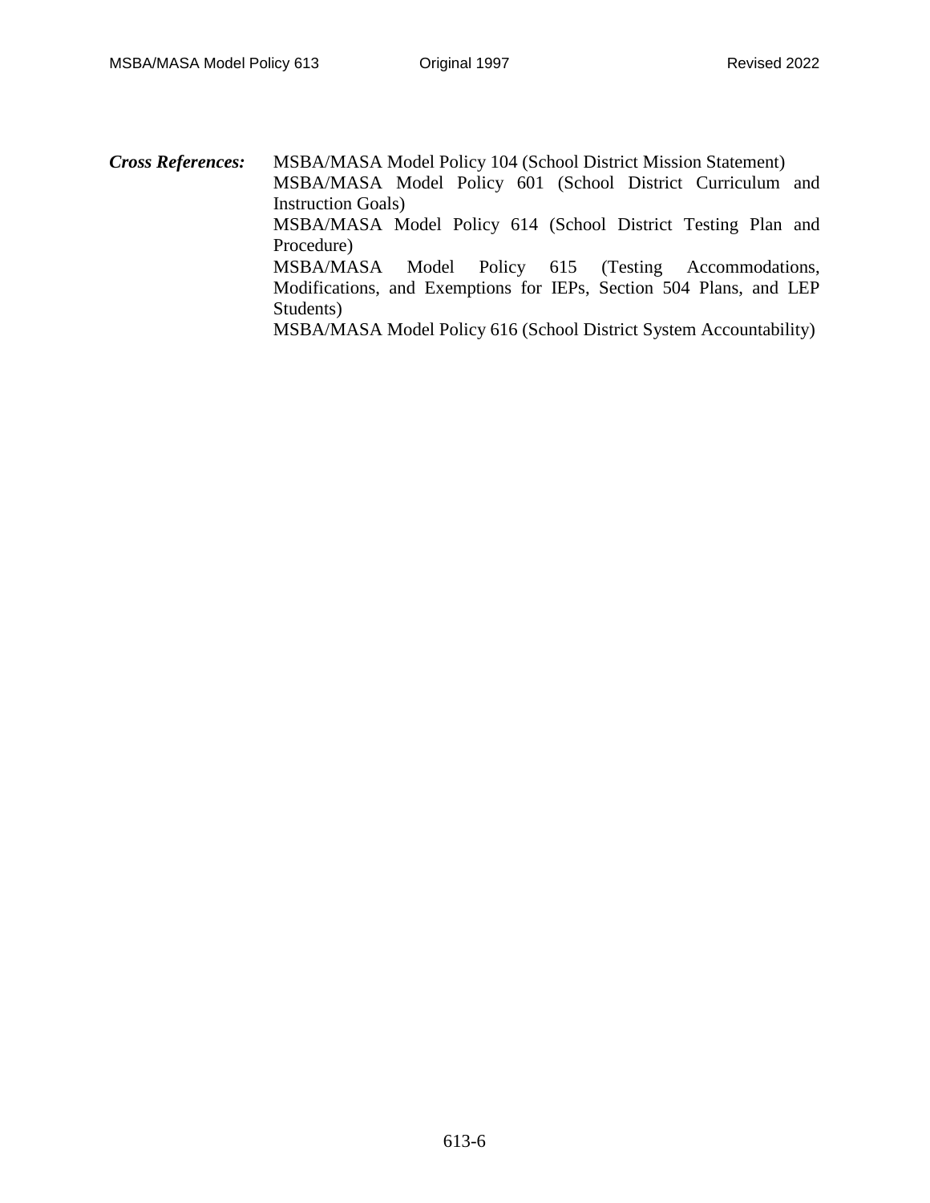***Cross References:*** MSBA/MASA Model Policy 104 (School District Mission Statement)
MSBA/MASA Model Policy 601 (School District Curriculum and Instruction Goals)
MSBA/MASA Model Policy 614 (School District Testing Plan and Procedure)
MSBA/MASA Model Policy 615 (Testing Accommodations, Modifications, and Exemptions for IEPs, Section 504 Plans, and LEP Students)
MSBA/MASA Model Policy 616 (School District System Accountability)